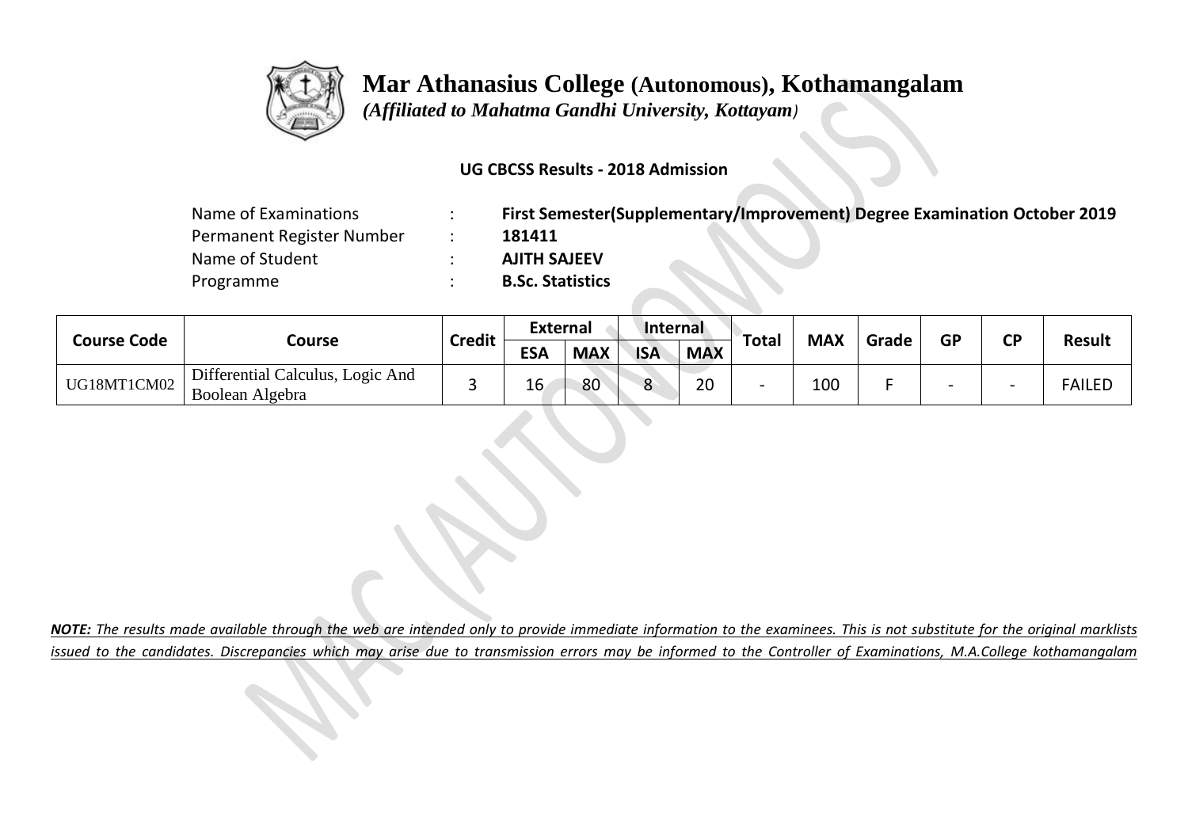# Mar Athanasius College (Autonomous), Kothamangalam

*(Affiliated to Mahatma Gandhi University, Kottayam)*

**UG CBCSS Results - 2018 Admission**

| | | |
|---|---|---|
| Name of Examinations | : | **First Semester(Supplementary/Improvement) Degree Examination October 2019** |
| Permanent Register Number | : | **181411** |
| Name of Student | : | **AJITH SAJEEV** |
| Programme | : | **B.Sc. Statistics** |

| Course Code | Course | Credit | External | | Internal | | Total | MAX | Grade | GP | CP | Result |
|---|---|---|---|---|---|---|---|---|---|---|---|---|
| | | | ESA | MAX | ISA | MAX | | | | | | |
| UG18MT1CM02 | Differential Calculus, Logic And Boolean Algebra | 3 | 16 | 80 | 8 | 20 | - | 100 | F | - | - | FAILED |

***NOTE:*** *The results made available through the web are intended only to provide immediate information to the examinees. This is not substitute for the original marklists issued to the candidates. Discrepancies which may arise due to transmission errors may be informed to the Controller of Examinations, M.A.College kothamangalam*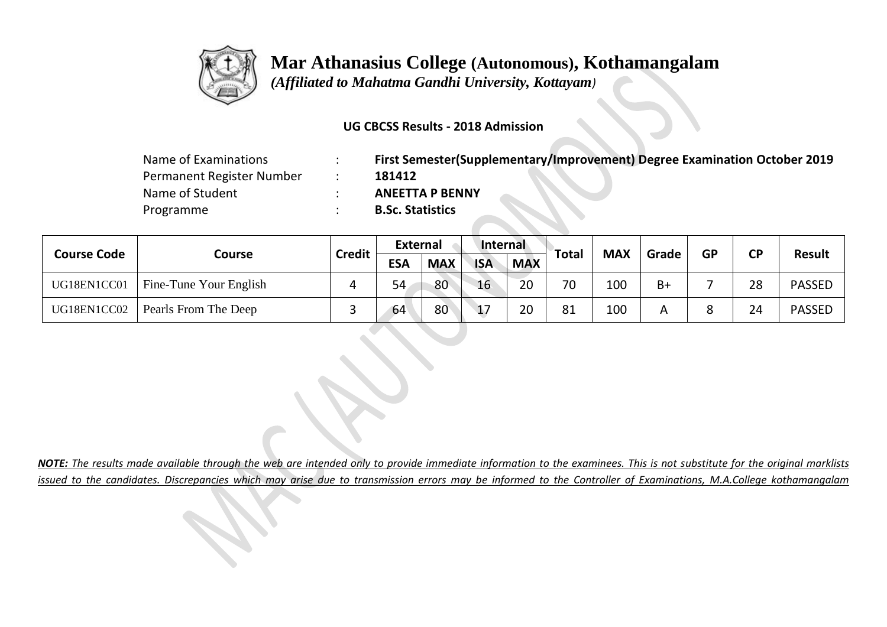# Mar Athanasius College (Autonomous), Kothamangalam

*(Affiliated to Mahatma Gandhi University, Kottayam)*

**UG CBCSS Results - 2018 Admission**

| | | |
|---|---|---|
| Name of Examinations | : | **First Semester(Supplementary/Improvement) Degree Examination October 2019** |
| Permanent Register Number | : | **181412** |
| Name of Student | : | **ANEETTA P BENNY** |
| Programme | : | **B.Sc. Statistics** |

| Course Code | Course | Credit | External | | Internal | | Total | MAX | Grade | GP | CP | Result |
|---|---|---|---|---|---|---|---|---|---|---|---|---|
| | | | ESA | MAX | ISA | MAX | | | | | | |
| UG18EN1CC01 | Fine-Tune Your English | 4 | 54 | 80 | 16 | 20 | 70 | 100 | B+ | 7 | 28 | PASSED |
| UG18EN1CC02 | Pearls From The Deep | 3 | 64 | 80 | 17 | 20 | 81 | 100 | A | 8 | 24 | PASSED |

***NOTE:** The results made available through the web are intended only to provide immediate information to the examinees. This is not substitute for the original marklists issued to the candidates. Discrepancies which may arise due to transmission errors may be informed to the Controller of Examinations, M.A.College kothamangalam*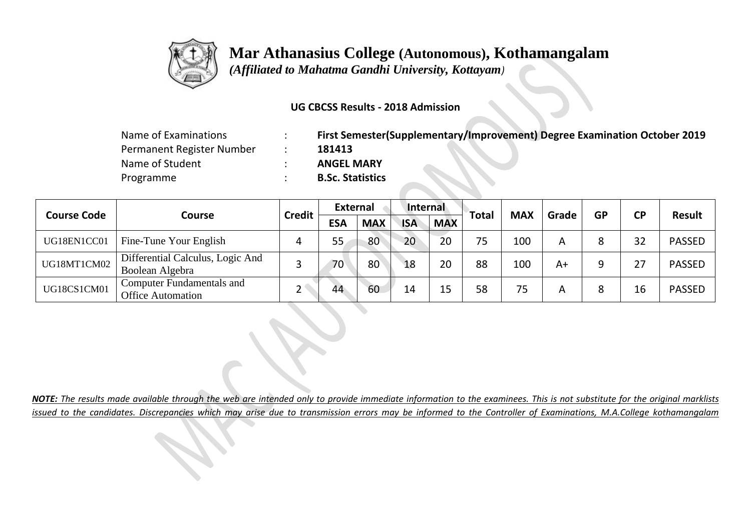# Mar Athanasius College (Autonomous), Kothamangalam

*(Affiliated to Mahatma Gandhi University, Kottayam)*

**UG CBCSS Results - 2018 Admission**

| | | |
|---|---|---|
| Name of Examinations | : | **First Semester(Supplementary/Improvement) Degree Examination October 2019** |
| Permanent Register Number | : | **181413** |
| Name of Student | : | **ANGEL MARY** |
| Programme | : | **B.Sc. Statistics** |

| Course Code | Course | Credit | External | | Internal | | Total | MAX | Grade | GP | CP | Result |
|---|---|---|---|---|---|---|---|---|---|---|---|---|
| | | | ESA | MAX | ISA | MAX | | | | | | |
| UG18EN1CC01 | Fine-Tune Your English | 4 | 55 | 80 | 20 | 20 | 75 | 100 | A | 8 | 32 | PASSED |
| UG18MT1CM02 | Differential Calculus, Logic And Boolean Algebra | 3 | 70 | 80 | 18 | 20 | 88 | 100 | A+ | 9 | 27 | PASSED |
| UG18CS1CM01 | Computer Fundamentals and Office Automation | 2 | 44 | 60 | 14 | 15 | 58 | 75 | A | 8 | 16 | PASSED |

***NOTE:** The results made available through the web are intended only to provide immediate information to the examinees. This is not substitute for the original marklists issued to the candidates. Discrepancies which may arise due to transmission errors may be informed to the Controller of Examinations, M.A.College kothamangalam*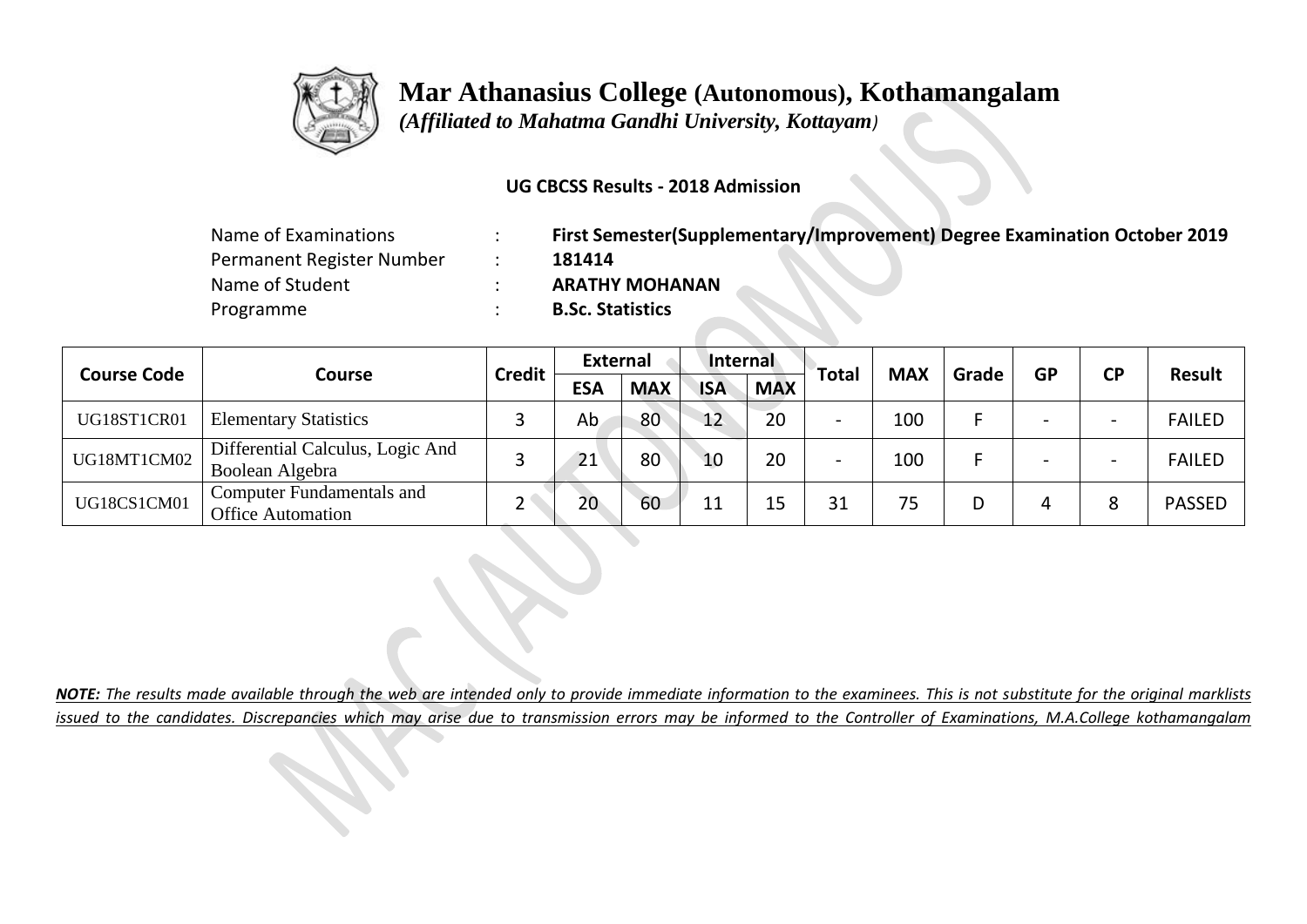# Mar Athanasius College (Autonomous), Kothamangalam

*(Affiliated to Mahatma Gandhi University, Kottayam)*

**UG CBCSS Results - 2018 Admission**

| | | |
|---|---|---|
| Name of Examinations | : | **First Semester(Supplementary/Improvement) Degree Examination October 2019** |
| Permanent Register Number | : | **181414** |
| Name of Student | : | **ARATHY MOHANAN** |
| Programme | : | **B.Sc. Statistics** |

| Course Code | Course | Credit | External | | Internal | | Total | MAX | Grade | GP | CP | Result |
|---|---|---|---|---|---|---|---|---|---|---|---|---|
| | | | ESA | MAX | ISA | MAX | | | | | | |
| UG18ST1CR01 | Elementary Statistics | 3 | Ab | 80 | 12 | 20 | - | 100 | F | - | - | FAILED |
| UG18MT1CM02 | Differential Calculus, Logic And Boolean Algebra | 3 | 21 | 80 | 10 | 20 | - | 100 | F | - | - | FAILED |
| UG18CS1CM01 | Computer Fundamentals and Office Automation | 2 | 20 | 60 | 11 | 15 | 31 | 75 | D | 4 | 8 | PASSED |

***NOTE:** The results made available through the web are intended only to provide immediate information to the examinees. This is not substitute for the original marklists issued to the candidates. Discrepancies which may arise due to transmission errors may be informed to the Controller of Examinations, M.A.College kothamangalam*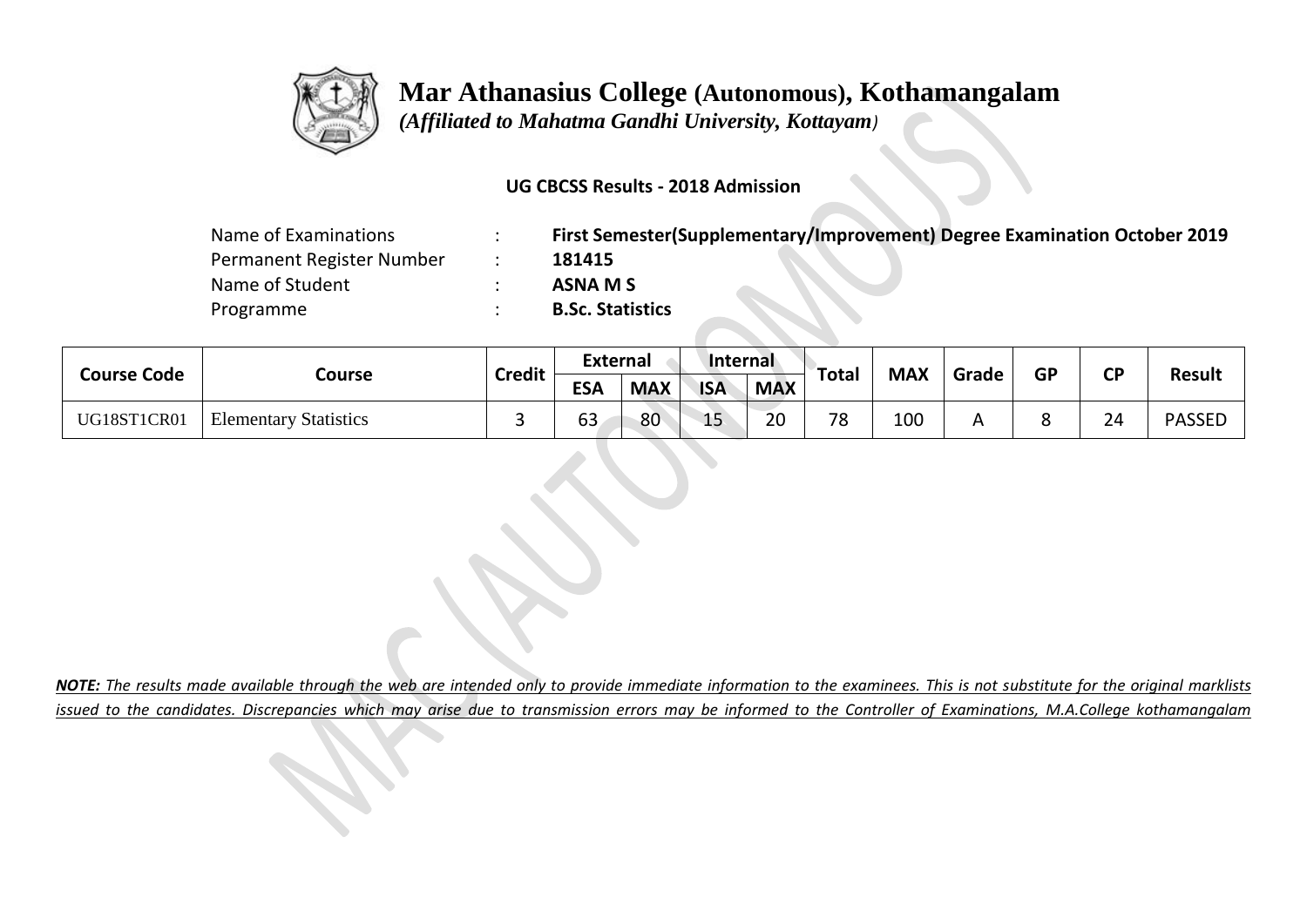# Mar Athanasius College (Autonomous), Kothamangalam

*(Affiliated to Mahatma Gandhi University, Kottayam)*

**UG CBCSS Results - 2018 Admission**

| | | |
|---|---|---|
| Name of Examinations | : | **First Semester(Supplementary/Improvement) Degree Examination October 2019** |
| Permanent Register Number | : | **181415** |
| Name of Student | : | **ASNA M S** |
| Programme | : | **B.Sc. Statistics** |

| Course Code | Course | Credit | External | | Internal | | Total | MAX | Grade | GP | CP | Result |
|---|---|---|---|---|---|---|---|---|---|---|---|---|
| | | | ESA | MAX | ISA | MAX | | | | | | |
| UG18ST1CR01 | Elementary Statistics | 3 | 63 | 80 | 15 | 20 | 78 | 100 | A | 8 | 24 | PASSED |

***NOTE:** The results made available through the web are intended only to provide immediate information to the examinees. This is not substitute for the original marklists issued to the candidates. Discrepancies which may arise due to transmission errors may be informed to the Controller of Examinations, M.A.College kothamangalam*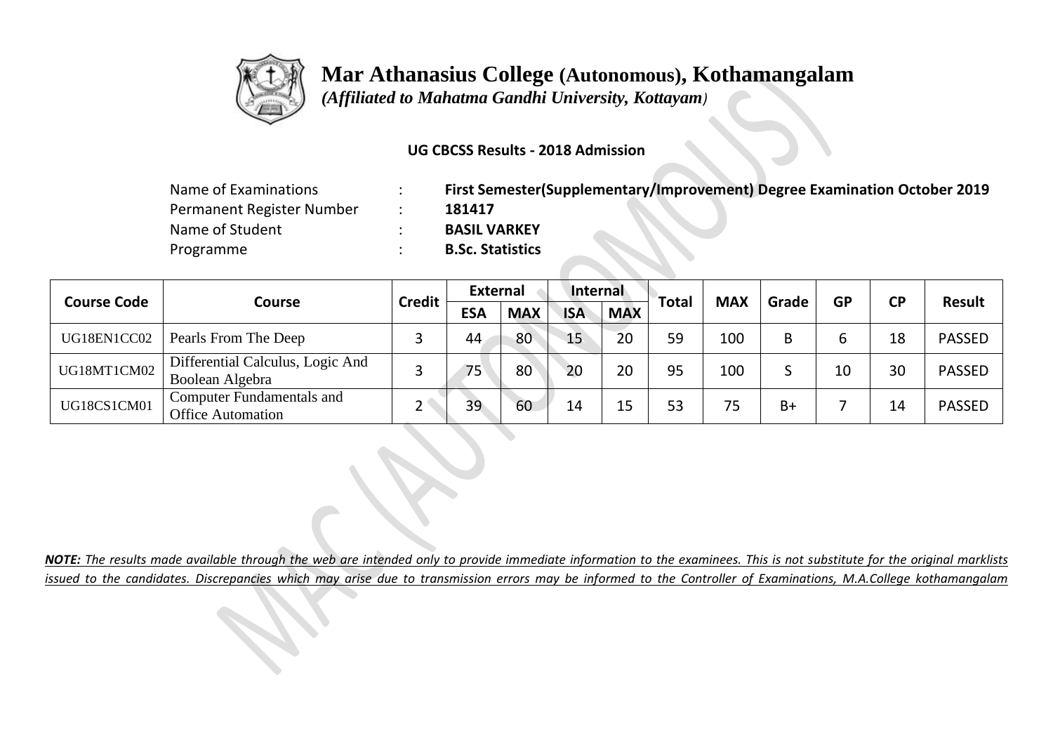# Mar Athanasius College (Autonomous), Kothamangalam

*(Affiliated to Mahatma Gandhi University, Kottayam)*

**UG CBCSS Results - 2018 Admission**

| | | |
|---|---|---|
| Name of Examinations | : | **First Semester(Supplementary/Improvement) Degree Examination October 2019** |
| Permanent Register Number | : | **181417** |
| Name of Student | : | **BASIL VARKEY** |
| Programme | : | **B.Sc. Statistics** |

| Course Code | Course | Credit | External | | Internal | | Total | MAX | Grade | GP | CP | Result |
|---|---|---|---|---|---|---|---|---|---|---|---|---|
| | | | ESA | MAX | ISA | MAX | | | | | | |
| UG18EN1CC02 | Pearls From The Deep | 3 | 44 | 80 | 15 | 20 | 59 | 100 | B | 6 | 18 | PASSED |
| UG18MT1CM02 | Differential Calculus, Logic And Boolean Algebra | 3 | 75 | 80 | 20 | 20 | 95 | 100 | S | 10 | 30 | PASSED |
| UG18CS1CM01 | Computer Fundamentals and Office Automation | 2 | 39 | 60 | 14 | 15 | 53 | 75 | B+ | 7 | 14 | PASSED |

***NOTE:** The results made available through the web are intended only to provide immediate information to the examinees. This is not substitute for the original marklists issued to the candidates. Discrepancies which may arise due to transmission errors may be informed to the Controller of Examinations, M.A.College kothamangalam*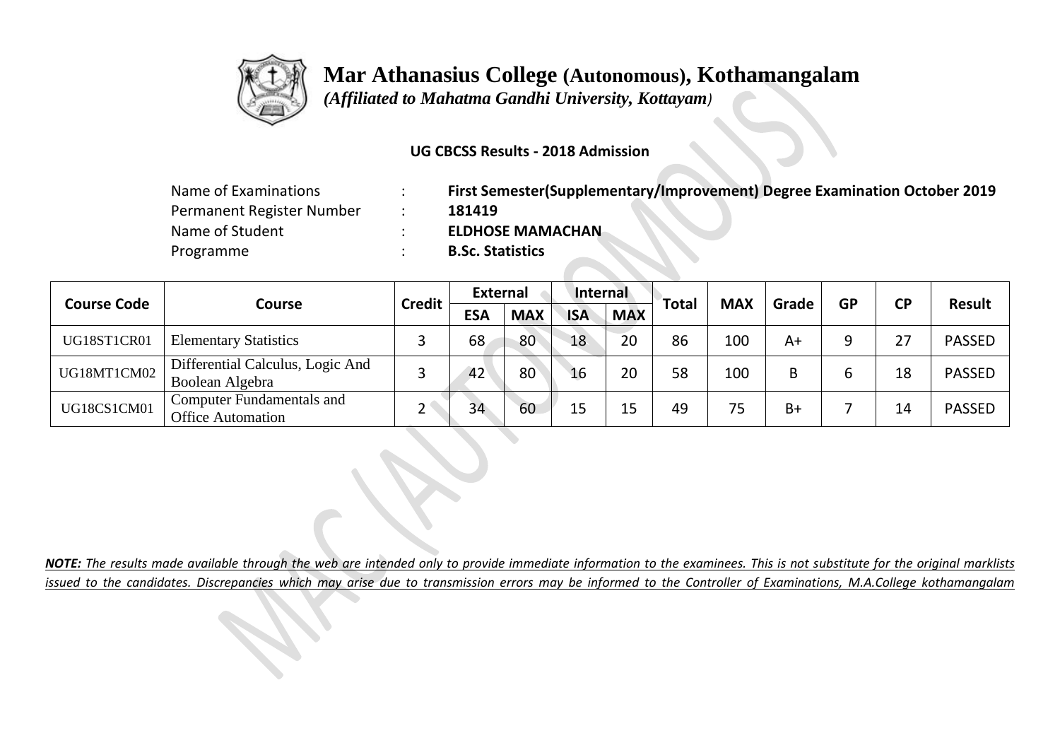# Mar Athanasius College (Autonomous), Kothamangalam

*(Affiliated to Mahatma Gandhi University, Kottayam)*

**UG CBCSS Results - 2018 Admission**

| | | |
|---|---|---|
| Name of Examinations | : | **First Semester(Supplementary/Improvement) Degree Examination October 2019** |
| Permanent Register Number | : | **181419** |
| Name of Student | : | **ELDHOSE MAMACHAN** |
| Programme | : | **B.Sc. Statistics** |

| Course Code | Course | Credit | External | | Internal | | Total | MAX | Grade | GP | CP | Result |
|---|---|---|---|---|---|---|---|---|---|---|---|---|
| | | | ESA | MAX | ISA | MAX | | | | | | |
| UG18ST1CR01 | Elementary Statistics | 3 | 68 | 80 | 18 | 20 | 86 | 100 | A+ | 9 | 27 | PASSED |
| UG18MT1CM02 | Differential Calculus, Logic And Boolean Algebra | 3 | 42 | 80 | 16 | 20 | 58 | 100 | B | 6 | 18 | PASSED |
| UG18CS1CM01 | Computer Fundamentals and Office Automation | 2 | 34 | 60 | 15 | 15 | 49 | 75 | B+ | 7 | 14 | PASSED |

***NOTE:** The results made available through the web are intended only to provide immediate information to the examinees. This is not substitute for the original marklists issued to the candidates. Discrepancies which may arise due to transmission errors may be informed to the Controller of Examinations, M.A.College kothamangalam*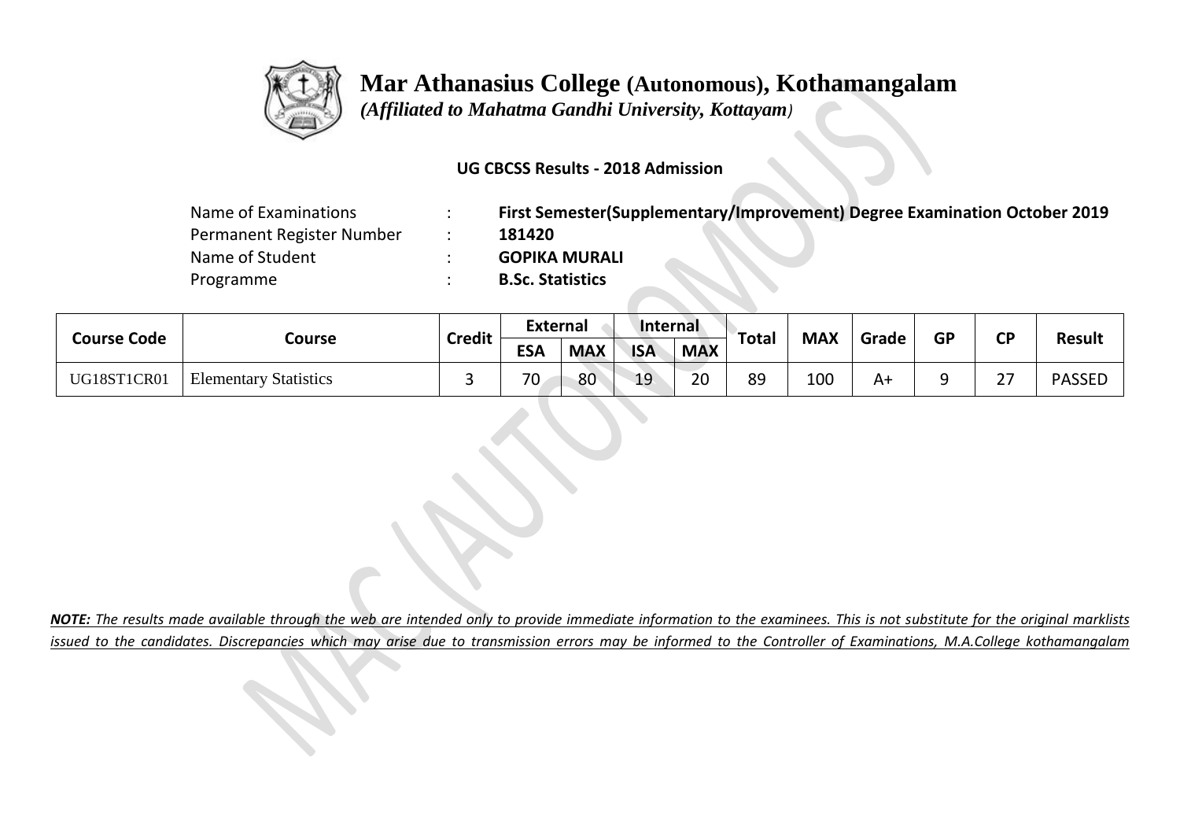# Mar Athanasius College (Autonomous), Kothamangalam

*(Affiliated to Mahatma Gandhi University, Kottayam)*

**UG CBCSS Results - 2018 Admission**

| | | |
|---|---|---|
| Name of Examinations | : | **First Semester(Supplementary/Improvement) Degree Examination October 2019** |
| Permanent Register Number | : | **181420** |
| Name of Student | : | **GOPIKA MURALI** |
| Programme | : | **B.Sc. Statistics** |

| Course Code | Course | Credit | External | | Internal | | Total | MAX | Grade | GP | CP | Result |
|---|---|---|---|---|---|---|---|---|---|---|---|---|
| | | | ESA | MAX | ISA | MAX | | | | | | |
| UG18ST1CR01 | Elementary Statistics | 3 | 70 | 80 | 19 | 20 | 89 | 100 | A+ | 9 | 27 | PASSED |

***NOTE:** The results made available through the web are intended only to provide immediate information to the examinees. This is not substitute for the original marklists issued to the candidates. Discrepancies which may arise due to transmission errors may be informed to the Controller of Examinations, M.A.College kothamangalam*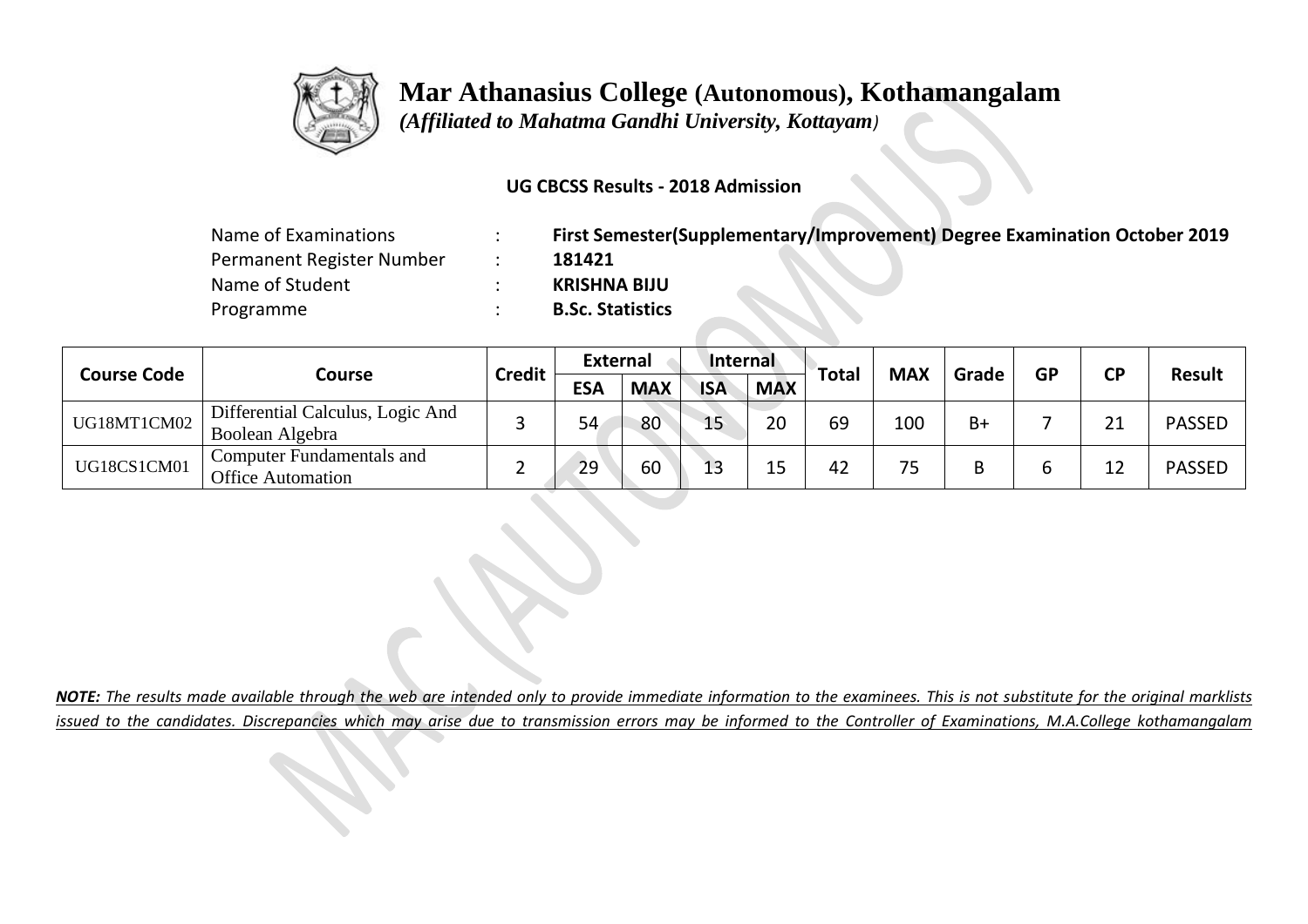# Mar Athanasius College (Autonomous), Kothamangalam

*(Affiliated to Mahatma Gandhi University, Kottayam)*

**UG CBCSS Results - 2018 Admission**

| | | |
|---|---|---|
| Name of Examinations | : | **First Semester(Supplementary/Improvement) Degree Examination October 2019** |
| Permanent Register Number | : | **181421** |
| Name of Student | : | **KRISHNA BIJU** |
| Programme | : | **B.Sc. Statistics** |

| Course Code | Course | Credit | External | | Internal | | Total | MAX | Grade | GP | CP | Result |
|---|---|---|---|---|---|---|---|---|---|---|---|---|
| | | | ESA | MAX | ISA | MAX | | | | | | |
| UG18MT1CM02 | Differential Calculus, Logic And Boolean Algebra | 3 | 54 | 80 | 15 | 20 | 69 | 100 | B+ | 7 | 21 | PASSED |
| UG18CS1CM01 | Computer Fundamentals and Office Automation | 2 | 29 | 60 | 13 | 15 | 42 | 75 | B | 6 | 12 | PASSED |

***NOTE:*** *The results made available through the web are intended only to provide immediate information to the examinees. This is not substitute for the original marklists issued to the candidates. Discrepancies which may arise due to transmission errors may be informed to the Controller of Examinations, M.A.College kothamangalam*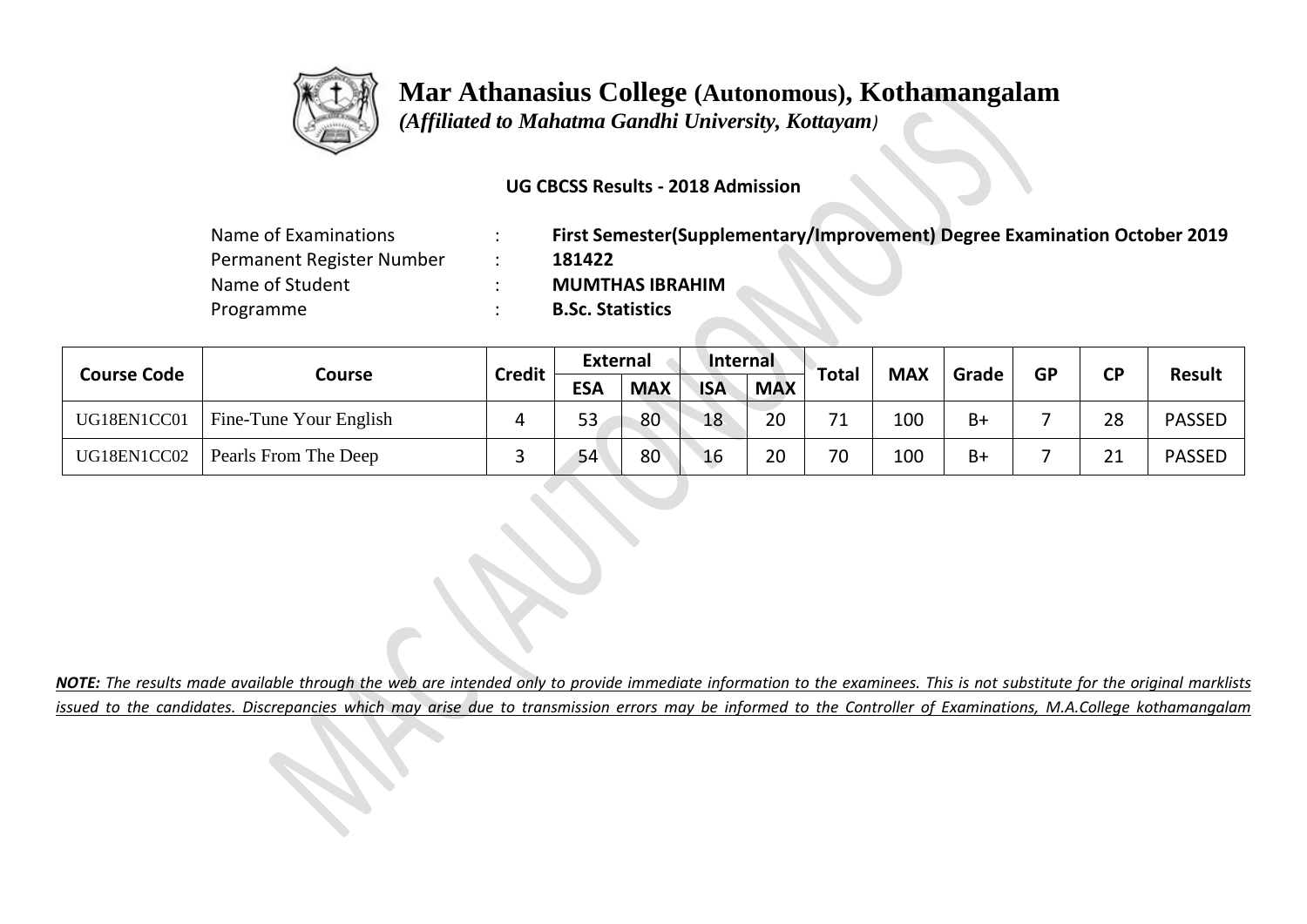# Mar Athanasius College (Autonomous), Kothamangalam

*(Affiliated to Mahatma Gandhi University, Kottayam)*

**UG CBCSS Results - 2018 Admission**

| | | |
|---|---|---|
| Name of Examinations | : | **First Semester(Supplementary/Improvement) Degree Examination October 2019** |
| Permanent Register Number | : | **181422** |
| Name of Student | : | **MUMTHAS IBRAHIM** |
| Programme | : | **B.Sc. Statistics** |

| Course Code | Course | Credit | External | | Internal | | Total | MAX | Grade | GP | CP | Result |
|---|---|---|---|---|---|---|---|---|---|---|---|---|
| | | | ESA | MAX | ISA | MAX | | | | | | |
| UG18EN1CC01 | Fine-Tune Your English | 4 | 53 | 80 | 18 | 20 | 71 | 100 | B+ | 7 | 28 | PASSED |
| UG18EN1CC02 | Pearls From The Deep | 3 | 54 | 80 | 16 | 20 | 70 | 100 | B+ | 7 | 21 | PASSED |

***NOTE:** The results made available through the web are intended only to provide immediate information to the examinees. This is not substitute for the original marklists issued to the candidates. Discrepancies which may arise due to transmission errors may be informed to the Controller of Examinations, M.A.College kothamangalam*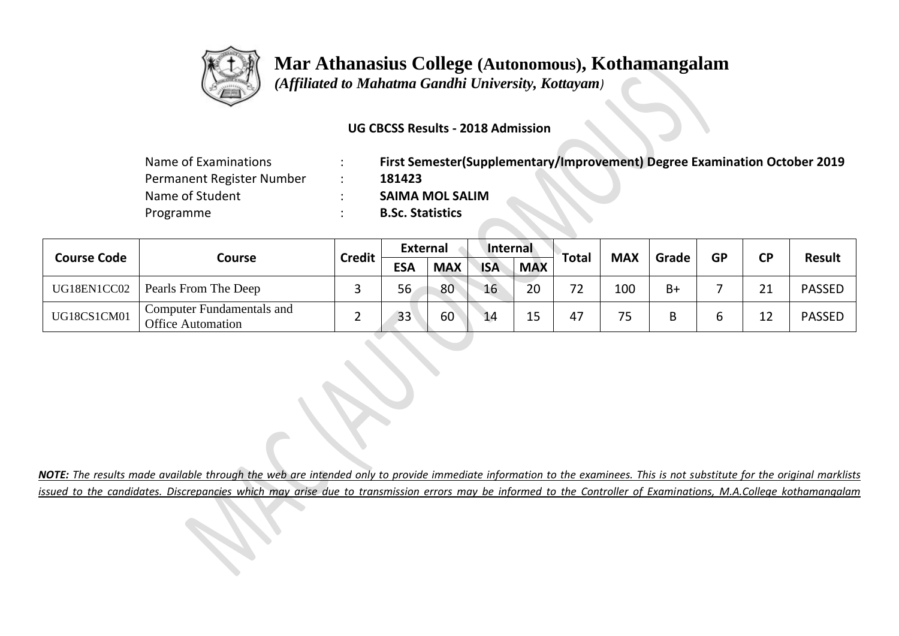# Mar Athanasius College (Autonomous), Kothamangalam

*(Affiliated to Mahatma Gandhi University, Kottayam)*

**UG CBCSS Results - 2018 Admission**

| | | |
|---|---|---|
| Name of Examinations | : | **First Semester(Supplementary/Improvement) Degree Examination October 2019** |
| Permanent Register Number | : | **181423** |
| Name of Student | : | **SAIMA MOL SALIM** |
| Programme | : | **B.Sc. Statistics** |

| Course Code | Course | Credit | External | | Internal | | Total | MAX | Grade | GP | CP | Result |
|---|---|---|---|---|---|---|---|---|---|---|---|---|
| | | | ESA | MAX | ISA | MAX | | | | | | |
| UG18EN1CC02 | Pearls From The Deep | 3 | 56 | 80 | 16 | 20 | 72 | 100 | B+ | 7 | 21 | PASSED |
| UG18CS1CM01 | Computer Fundamentals and Office Automation | 2 | 33 | 60 | 14 | 15 | 47 | 75 | B | 6 | 12 | PASSED |

***NOTE:*** *The results made available through the web are intended only to provide immediate information to the examinees. This is not substitute for the original marklists issued to the candidates. Discrepancies which may arise due to transmission errors may be informed to the Controller of Examinations, M.A.College kothamangalam*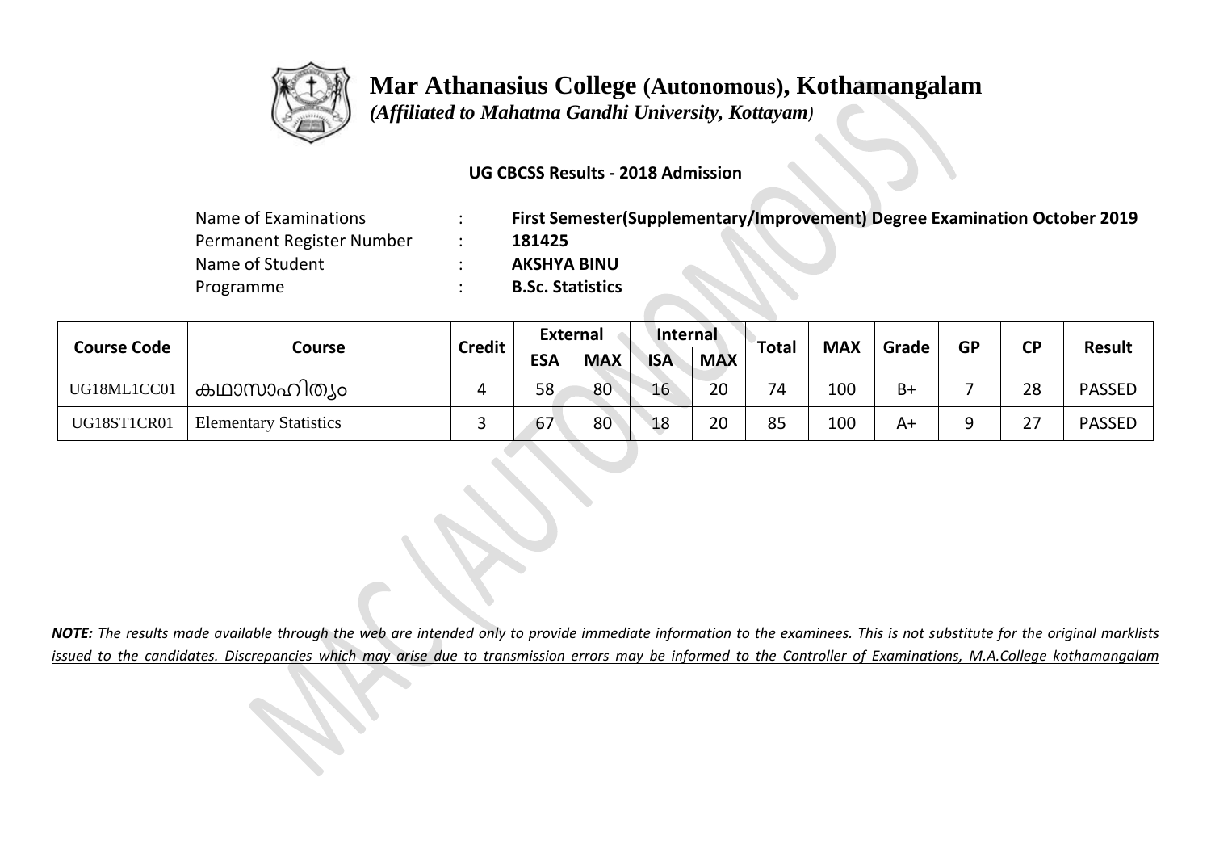# Mar Athanasius College (Autonomous), Kothamangalam

*(Affiliated to Mahatma Gandhi University, Kottayam)*

**UG CBCSS Results - 2018 Admission**

| | | |
|---|---|---|
| Name of Examinations | : | **First Semester(Supplementary/Improvement) Degree Examination October 2019** |
| Permanent Register Number | : | **181425** |
| Name of Student | : | **AKSHYA BINU** |
| Programme | : | **B.Sc. Statistics** |

| Course Code | Course | Credit | External | | Internal | | Total | MAX | Grade | GP | CP | Result |
|---|---|---|---|---|---|---|---|---|---|---|---|---|
| | | | ESA | MAX | ISA | MAX | | | | | | |
| UG18ML1CC01 | കഥാസാഹിത്യം | 4 | 58 | 80 | 16 | 20 | 74 | 100 | B+ | 7 | 28 | PASSED |
| UG18ST1CR01 | Elementary Statistics | 3 | 67 | 80 | 18 | 20 | 85 | 100 | A+ | 9 | 27 | PASSED |

***NOTE:** The results made available through the web are intended only to provide immediate information to the examinees. This is not substitute for the original marklists issued to the candidates. Discrepancies which may arise due to transmission errors may be informed to the Controller of Examinations, M.A.College kothamangalam*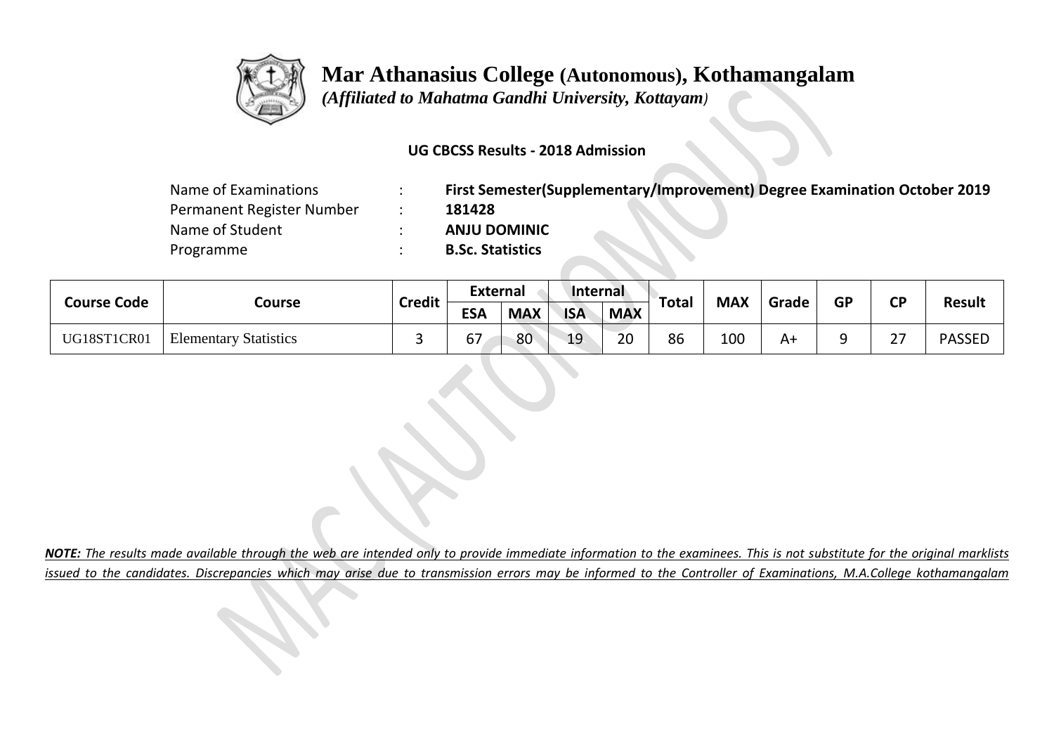# Mar Athanasius College (Autonomous), Kothamangalam

*(Affiliated to Mahatma Gandhi University, Kottayam)*

**UG CBCSS Results - 2018 Admission**

| | | |
|---|---|---|
| Name of Examinations | : | **First Semester(Supplementary/Improvement) Degree Examination October 2019** |
| Permanent Register Number | : | **181428** |
| Name of Student | : | **ANJU DOMINIC** |
| Programme | : | **B.Sc. Statistics** |

| Course Code | Course | Credit | External | | Internal | | Total | MAX | Grade | GP | CP | Result |
|---|---|---|---|---|---|---|---|---|---|---|---|---|
| | | | ESA | MAX | ISA | MAX | | | | | | |
| UG18ST1CR01 | Elementary Statistics | 3 | 67 | 80 | 19 | 20 | 86 | 100 | A+ | 9 | 27 | PASSED |

***NOTE:** The results made available through the web are intended only to provide immediate information to the examinees. This is not substitute for the original marklists issued to the candidates. Discrepancies which may arise due to transmission errors may be informed to the Controller of Examinations, M.A.College kothamangalam*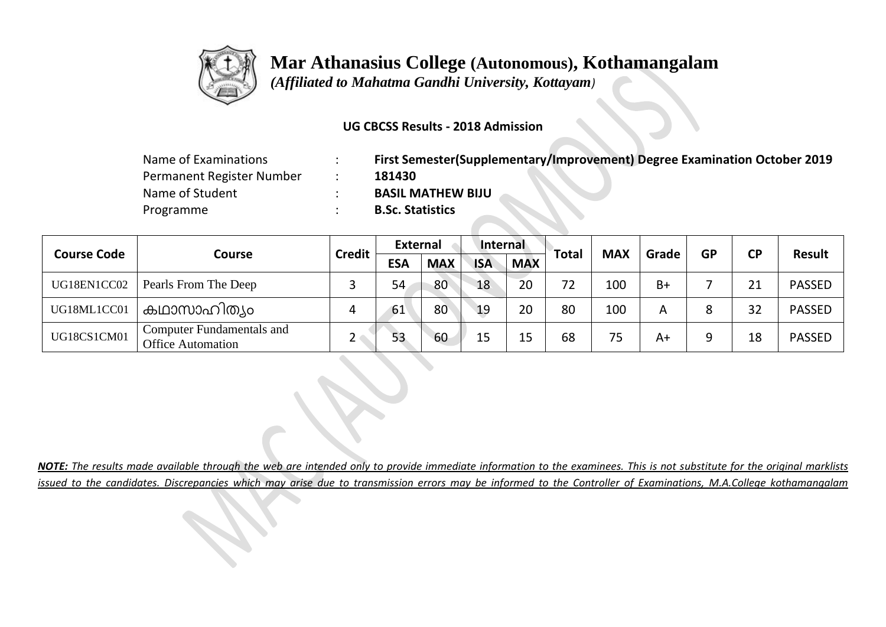# Mar Athanasius College (Autonomous), Kothamangalam

*(Affiliated to Mahatma Gandhi University, Kottayam)*

**UG CBCSS Results - 2018 Admission**

| | | |
|---|---|---|
| Name of Examinations | : | **First Semester(Supplementary/Improvement) Degree Examination October 2019** |
| Permanent Register Number | : | **181430** |
| Name of Student | : | **BASIL MATHEW BIJU** |
| Programme | : | **B.Sc. Statistics** |

| Course Code | Course | Credit | External | | Internal | | Total | MAX | Grade | GP | CP | Result |
|---|---|---|---|---|---|---|---|---|---|---|---|---|
| | | | ESA | MAX | ISA | MAX | | | | | | |
| UG18EN1CC02 | Pearls From The Deep | 3 | 54 | 80 | 18 | 20 | 72 | 100 | B+ | 7 | 21 | PASSED |
| UG18ML1CC01 | കഥാസാഹിത്യം | 4 | 61 | 80 | 19 | 20 | 80 | 100 | A | 8 | 32 | PASSED |
| UG18CS1CM01 | Computer Fundamentals and Office Automation | 2 | 53 | 60 | 15 | 15 | 68 | 75 | A+ | 9 | 18 | PASSED |

***NOTE:** The results made available through the web are intended only to provide immediate information to the examinees. This is not substitute for the original marklists issued to the candidates. Discrepancies which may arise due to transmission errors may be informed to the Controller of Examinations, M.A.College kothamangalam*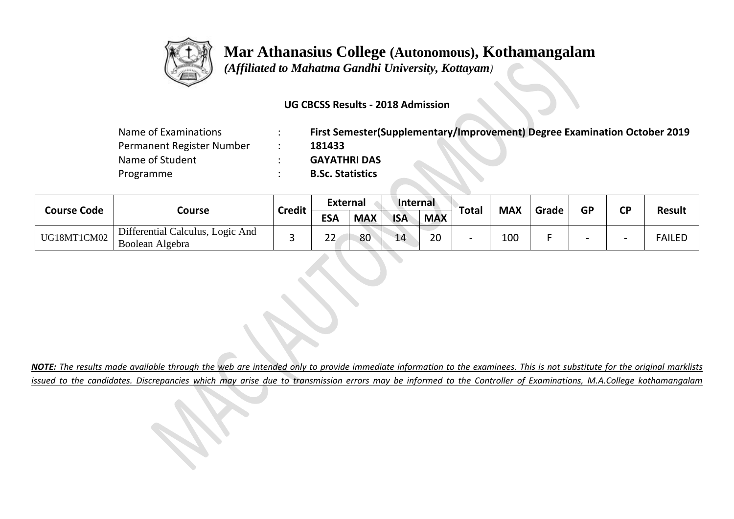# Mar Athanasius College (Autonomous), Kothamangalam

*(Affiliated to Mahatma Gandhi University, Kottayam)*

**UG CBCSS Results - 2018 Admission**

| | | |
|---|---|---|
| Name of Examinations | : | **First Semester(Supplementary/Improvement) Degree Examination October 2019** |
| Permanent Register Number | : | **181433** |
| Name of Student | : | **GAYATHRI DAS** |
| Programme | : | **B.Sc. Statistics** |

| Course Code | Course | Credit | External | | Internal | | Total | MAX | Grade | GP | CP | Result |
|---|---|---|---|---|---|---|---|---|---|---|---|---|
| | | | ESA | MAX | ISA | MAX | | | | | | |
| UG18MT1CM02 | Differential Calculus, Logic And Boolean Algebra | 3 | 22 | 80 | 14 | 20 | - | 100 | F | - | - | FAILED |

***NOTE:** The results made available through the web are intended only to provide immediate information to the examinees. This is not substitute for the original marklists issued to the candidates. Discrepancies which may arise due to transmission errors may be informed to the Controller of Examinations, M.A.College kothamangalam*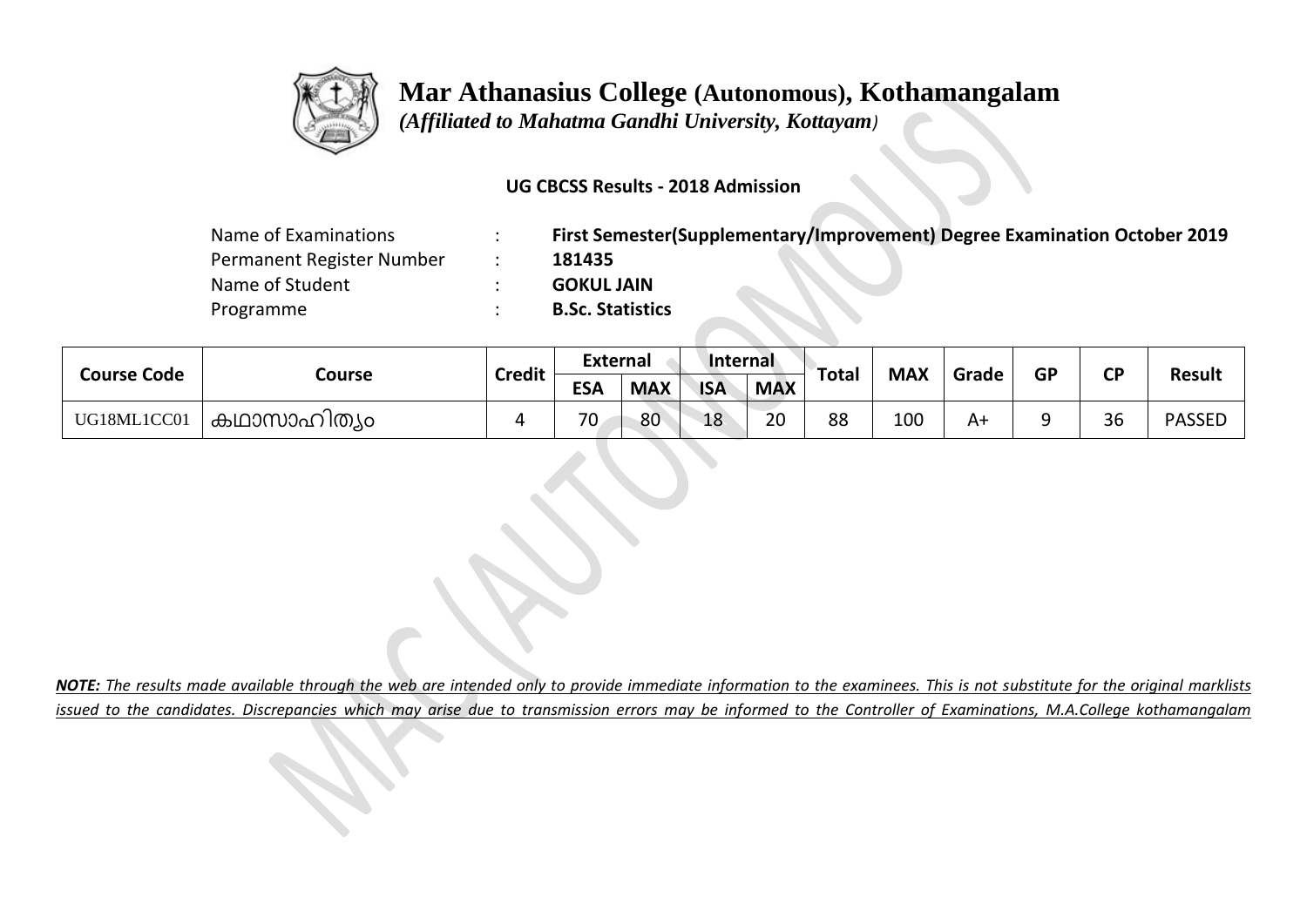# Mar Athanasius College (Autonomous), Kothamangalam

*(Affiliated to Mahatma Gandhi University, Kottayam)*

**UG CBCSS Results - 2018 Admission**

| | | |
|---|---|---|
| Name of Examinations | : | **First Semester(Supplementary/Improvement) Degree Examination October 2019** |
| Permanent Register Number | : | **181435** |
| Name of Student | : | **GOKUL JAIN** |
| Programme | : | **B.Sc. Statistics** |

| Course Code | Course | Credit | External | | Internal | | Total | MAX | Grade | GP | CP | Result |
|---|---|---|---|---|---|---|---|---|---|---|---|---|
| | | | ESA | MAX | ISA | MAX | | | | | | |
| UG18ML1CC01 | കഥാസാഹിത്യം | 4 | 70 | 80 | 18 | 20 | 88 | 100 | A+ | 9 | 36 | PASSED |

***NOTE:*** *The results made available through the web are intended only to provide immediate information to the examinees. This is not substitute for the original marklists issued to the candidates. Discrepancies which may arise due to transmission errors may be informed to the Controller of Examinations, M.A.College kothamangalam*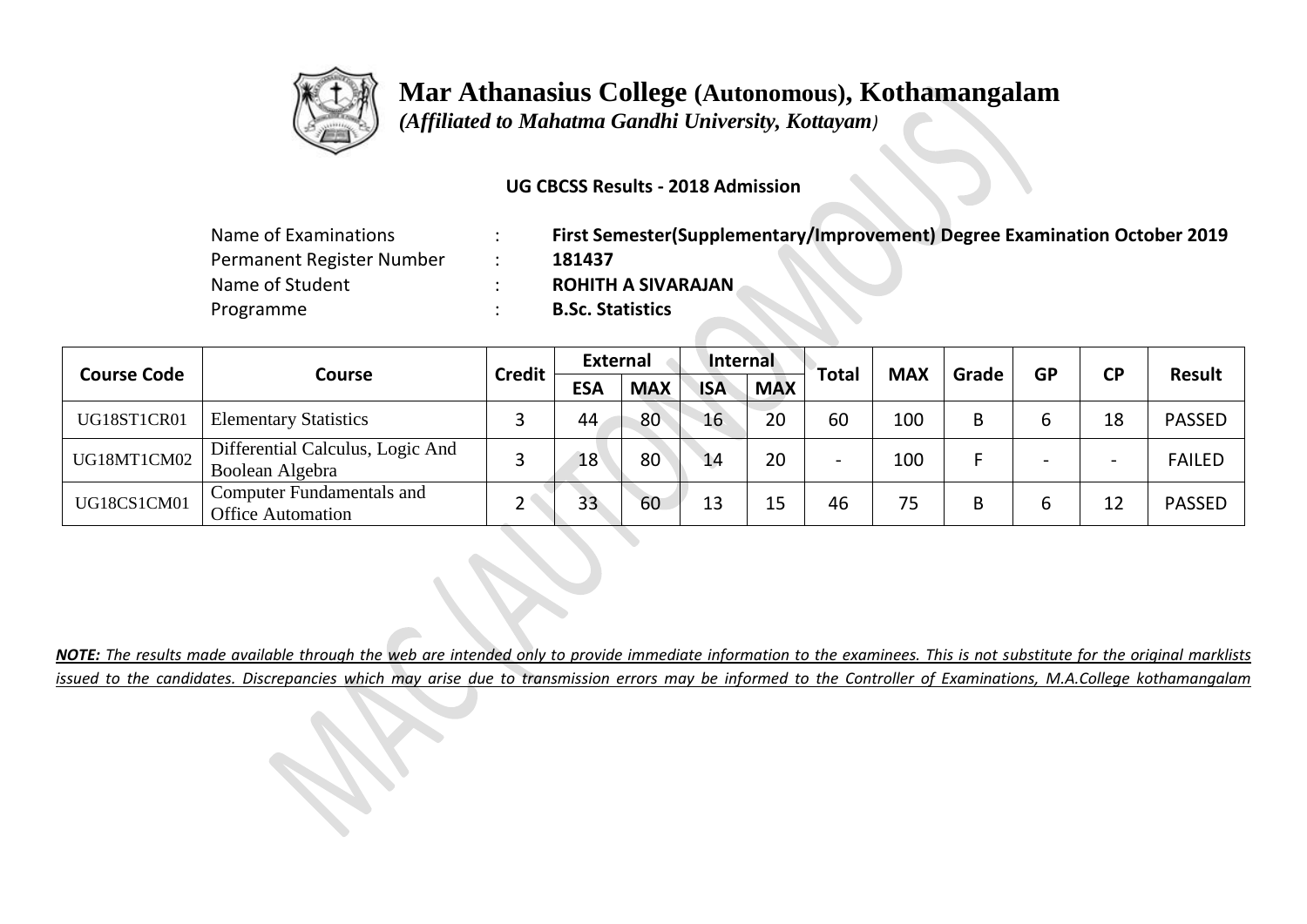# Mar Athanasius College (Autonomous), Kothamangalam

*(Affiliated to Mahatma Gandhi University, Kottayam)*

**UG CBCSS Results - 2018 Admission**

| | | |
|---|---|---|
| Name of Examinations | : | **First Semester(Supplementary/Improvement) Degree Examination October 2019** |
| Permanent Register Number | : | **181437** |
| Name of Student | : | **ROHITH A SIVARAJAN** |
| Programme | : | **B.Sc. Statistics** |

| Course Code | Course | Credit | External | | Internal | | Total | MAX | Grade | GP | CP | Result |
|---|---|---|---|---|---|---|---|---|---|---|---|---|
| | | | ESA | MAX | ISA | MAX | | | | | | |
| UG18ST1CR01 | Elementary Statistics | 3 | 44 | 80 | 16 | 20 | 60 | 100 | B | 6 | 18 | PASSED |
| UG18MT1CM02 | Differential Calculus, Logic And Boolean Algebra | 3 | 18 | 80 | 14 | 20 | - | 100 | F | - | - | FAILED |
| UG18CS1CM01 | Computer Fundamentals and Office Automation | 2 | 33 | 60 | 13 | 15 | 46 | 75 | B | 6 | 12 | PASSED |

***NOTE:*** *The results made available through the web are intended only to provide immediate information to the examinees. This is not substitute for the original marklists issued to the candidates. Discrepancies which may arise due to transmission errors may be informed to the Controller of Examinations, M.A.College kothamangalam*